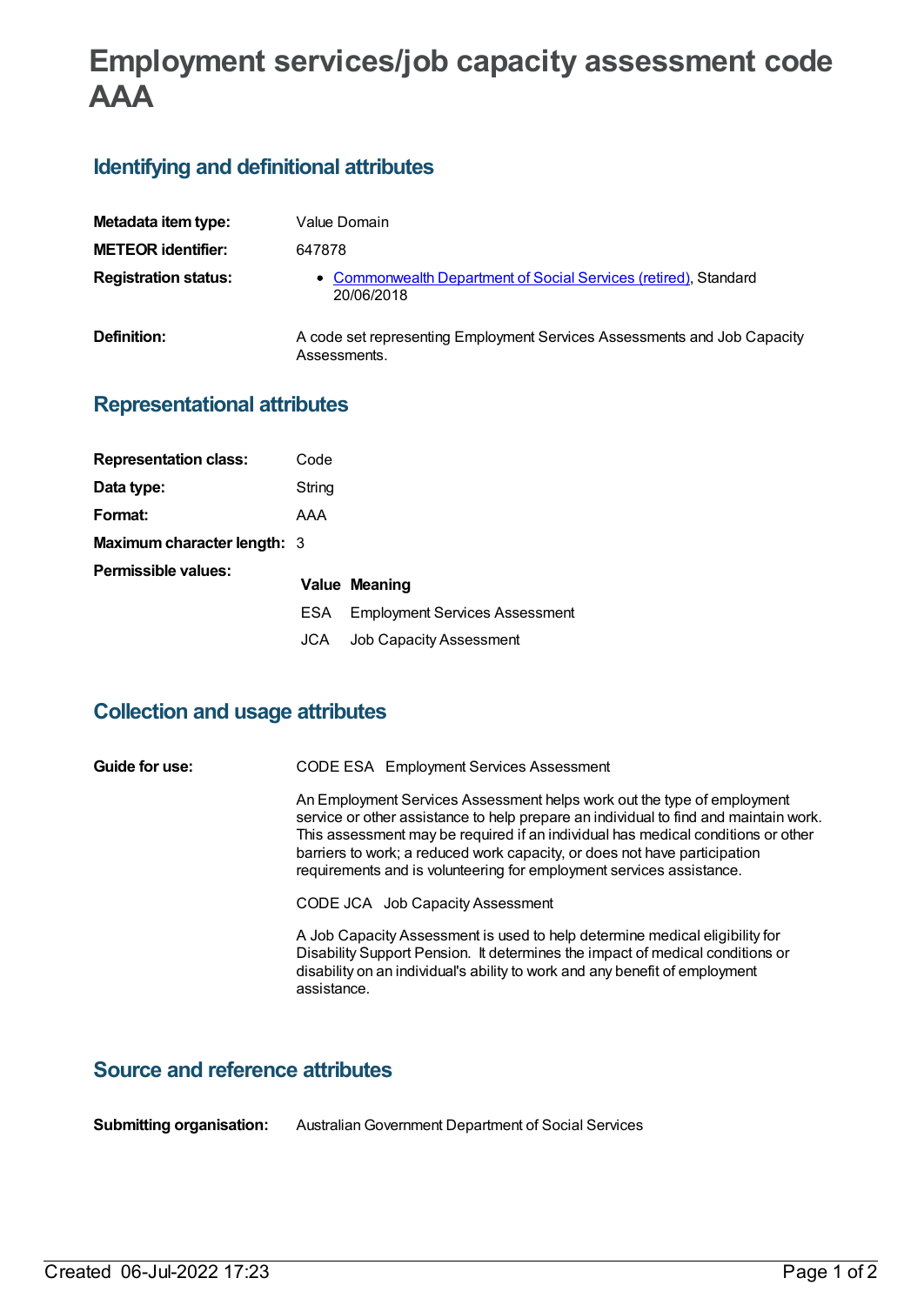# Employment services/job capacity assessment code AAA

## Identifying and definitional attributes

| | |
|---|---|
| **Metadata item type:** | Value Domain |
| **METEOR identifier:** | 647878 |
| **Registration status:** | • Commonwealth Department of Social Services (retired), Standard 20/06/2018 |
| **Definition:** | A code set representing Employment Services Assessments and Job Capacity Assessments. |

## Representational attributes

| | |
|---|---|
| **Representation class:** | Code |
| **Data type:** | String |
| **Format:** | AAA |
| **Maximum character length:** | 3 |

**Permissible values:**

| Value | Meaning |
|---|---|
| ESA | Employment Services Assessment |
| JCA | Job Capacity Assessment |

## Collection and usage attributes

**Guide for use:**

CODE ESA Employment Services Assessment

An Employment Services Assessment helps work out the type of employment service or other assistance to help prepare an individual to find and maintain work. This assessment may be required if an individual has medical conditions or other barriers to work; a reduced work capacity, or does not have participation requirements and is volunteering for employment services assistance.

CODE JCA Job Capacity Assessment

A Job Capacity Assessment is used to help determine medical eligibility for Disability Support Pension. It determines the impact of medical conditions or disability on an individual's ability to work and any benefit of employment assistance.

## Source and reference attributes

**Submitting organisation:** Australian Government Department of Social Services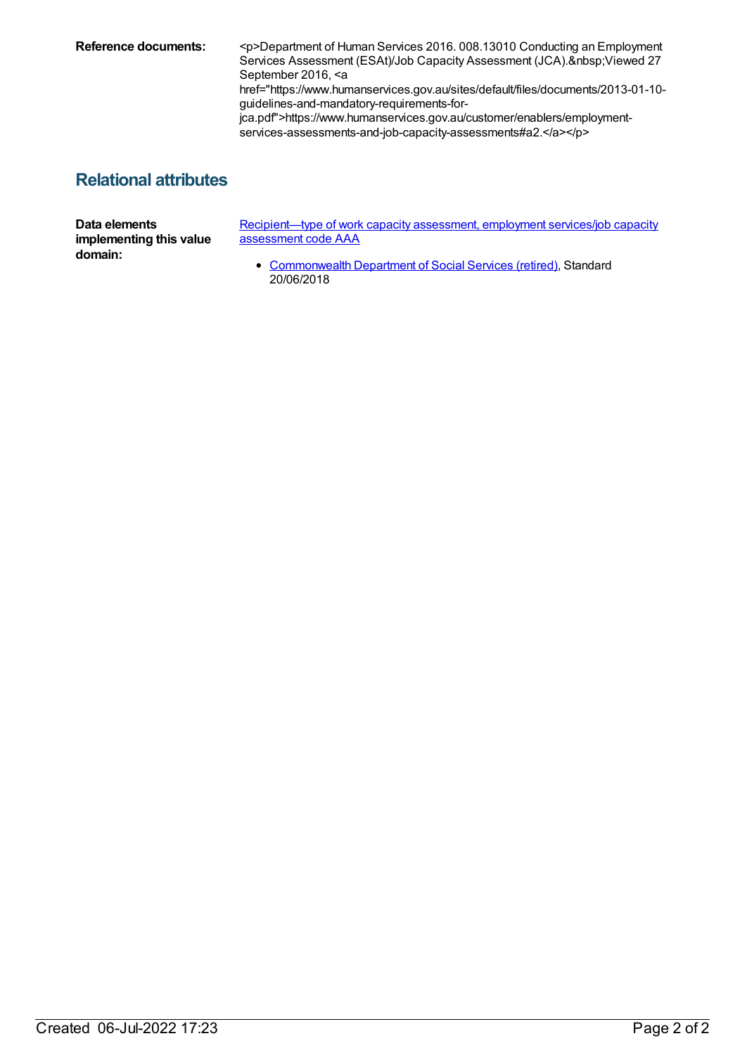**Reference documents:** <p>Department of Human Services 2016. 008.13010 Conducting an Employment Services Assessment (ESAt)/Job Capacity Assessment (JCA).&nbsp;Viewed 27 September 2016, <a href="https://www.humanservices.gov.au/sites/default/files/documents/2013-01-10-guidelines-and-mandatory-requirements-for-jca.pdf">https://www.humanservices.gov.au/customer/enablers/employment-services-assessments-and-job-capacity-assessments#a2.</a></p>

## Relational attributes

**Data elements implementing this value domain:** Recipient—type of work capacity assessment, employment services/job capacity assessment code AAA

- Commonwealth Department of Social Services (retired), Standard 20/06/2018